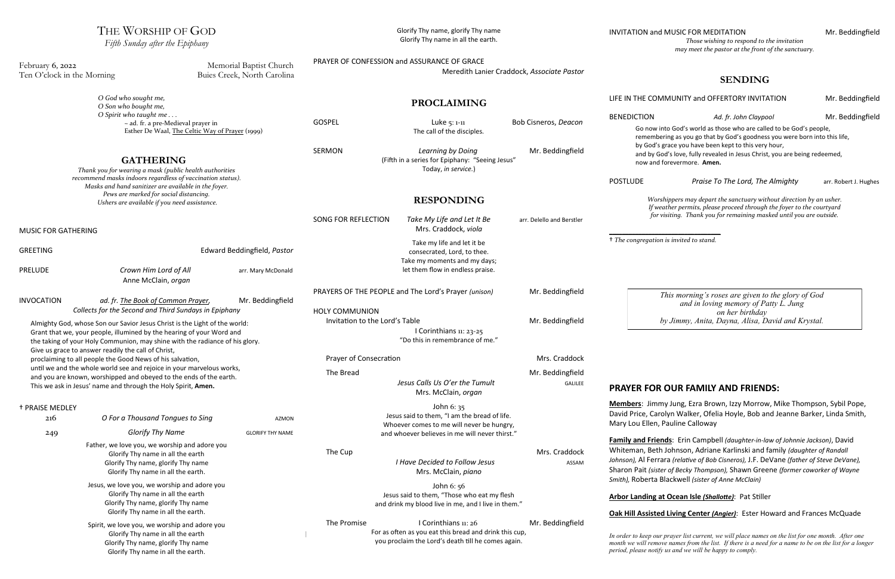# The Worship of God

*Fifth Sunday after the Epiphany*

February 6, 2022 — Memorial Baptist Church
Ten O'clock in the Morning — Buies Creek, North Carolina

*O God who sought me,*
*O Son who bought me,*
*O Spirit who taught me . . .*
– ad. fr. a pre-Medieval prayer in Esther De Waal, The Celtic Way of Prayer (1999)

## GATHERING

*Thank you for wearing a mask (public health authorities recommend masks indoors regardless of vaccination status). Masks and hand sanitizer are available in the foyer. Pews are marked for social distancing. Ushers are available if you need assistance.*

MUSIC FOR GATHERING

GREETING — Edward Beddingfield, *Pastor*

PRELUDE — *Crown Him Lord of All* — arr. Mary McDonald
Anne McClain, *organ*

INVOCATION — *ad. fr. The Book of Common Prayer, Collects for the Second and Third Sundays in Epiphany* — Mr. Beddingfield

Almighty God, whose Son our Savior Jesus Christ is the Light of the world:
Grant that we, your people, illumined by the hearing of your Word and
the taking of your Holy Communion, may shine with the radiance of his glory.
Give us grace to answer readily the call of Christ,
proclaiming to all people the Good News of his salvation,
until we and the whole world see and rejoice in your marvelous works,
and you are known, worshipped and obeyed to the ends of the earth.
This we ask in Jesus' name and through the Holy Spirit, **Amen.**

† PRAISE MEDLEY

216 — *O For a Thousand Tongues to Sing* — AZMON

249 — *Glorify Thy Name* — GLORIFY THY NAME

Father, we love you, we worship and adore you
Glorify Thy name in all the earth
Glorify Thy name, glorify Thy name
Glorify Thy name in all the earth.

Jesus, we love you, we worship and adore you
Glorify Thy name in all the earth
Glorify Thy name, glorify Thy name
Glorify Thy name in all the earth.

Spirit, we love you, we worship and adore you
Glorify Thy name in all the earth
Glorify Thy name, glorify Thy name
Glorify Thy name in all the earth.

Glorify Thy name, glorify Thy name
Glorify Thy name in all the earth.

PRAYER OF CONFESSION and ASSURANCE OF GRACE — Meredith Lanier Craddock, *Associate Pastor*

## PROCLAIMING

GOSPEL — Luke 5: 1-11 — Bob Cisneros, *Deacon*
The call of the disciples.

SERMON — *Learning by Doing* — Mr. Beddingfield
(Fifth in a series for Epiphany: "Seeing Jesus" Today, *in service*.)

## RESPONDING

SONG FOR REFLECTION — *Take My Life and Let It Be* — arr. Delello and Berstler
Mrs. Craddock, *viola*

Take my life and let it be
consecrated, Lord, to thee.
Take my moments and my days;
let them flow in endless praise.

PRAYERS OF THE PEOPLE and The Lord's Prayer *(unison)* — Mr. Beddingfield

HOLY COMMUNION

Invitation to the Lord's Table — Mr. Beddingfield
I Corinthians 11: 23-25
"Do this in remembrance of me."

Prayer of Consecration — Mrs. Craddock

The Bread — Mr. Beddingfield
*Jesus Calls Us O'er the Tumult* — GALILEE
Mrs. McClain, *organ*

John 6: 35
Jesus said to them, "I am the bread of life.
Whoever comes to me will never be hungry,
and whoever believes in me will never thirst."

The Cup — Mrs. Craddock
*I Have Decided to Follow Jesus* — ASSAM
Mrs. McClain, *piano*

John 6: 56
Jesus said to them, "Those who eat my flesh
and drink my blood live in me, and I live in them."

The Promise — I Corinthians 11: 26 — Mr. Beddingfield
For as often as you eat this bread and drink this cup,
you proclaim the Lord's death till he comes again.

INVITATION and MUSIC FOR MEDITATION — Mr. Beddingfield
*Those wishing to respond to the invitation may meet the pastor at the front of the sanctuary.*

## SENDING

LIFE IN THE COMMUNITY and OFFERTORY INVITATION — Mr. Beddingfield

BENEDICTION — *Ad. fr. John Claypool* — Mr. Beddingfield

Go now into God's world as those who are called to be God's people,
remembering as you go that by God's goodness you were born into this life,
by God's grace you have been kept to this very hour,
and by God's love, fully revealed in Jesus Christ, you are being redeemed,
now and forevermore. **Amen.**

POSTLUDE — *Praise To The Lord, The Almighty* — arr. Robert J. Hughes

*Worshippers may depart the sanctuary without direction by an usher. If weather permits, please proceed through the foyer to the courtyard for visiting. Thank you for remaining masked until you are outside.*

---

† *The congregation is invited to stand.*

*This morning's roses are given to the glory of God and in loving memory of Patty L. Jung on her birthday by Jimmy, Anita, Dayna, Alisa, David and Krystal.*

## PRAYER FOR OUR FAMILY AND FRIENDS:

**Members**: Jimmy Jung, Ezra Brown, Izzy Morrow, Mike Thompson, Sybil Pope, David Price, Carolyn Walker, Ofelia Hoyle, Bob and Jeanne Barker, Linda Smith, Mary Lou Ellen, Pauline Calloway

**Family and Friends**: Erin Campbell *(daughter-in-law of Johnnie Jackson)*, David Whiteman, Beth Johnson, Adriane Karlinski and family *(daughter of Randall Johnson)*, Al Ferrara *(relative of Bob Cisneros)*, J.F. DeVane *(father of Steve DeVane)*, Sharon Pait *(sister of Becky Thompson)*, Shawn Greene *(former coworker of Wayne Smith)*, Roberta Blackwell *(sister of Anne McClain)*

**Arbor Landing at Ocean Isle *(Shallotte)***: Pat Stiller

**Oak Hill Assisted Living Center *(Angier)***: Ester Howard and Frances McQuade

*In order to keep our prayer list current, we will place names on the list for one month. After one month we will remove names from the list. If there is a need for a name to be on the list for a longer period, please notify us and we will be happy to comply.*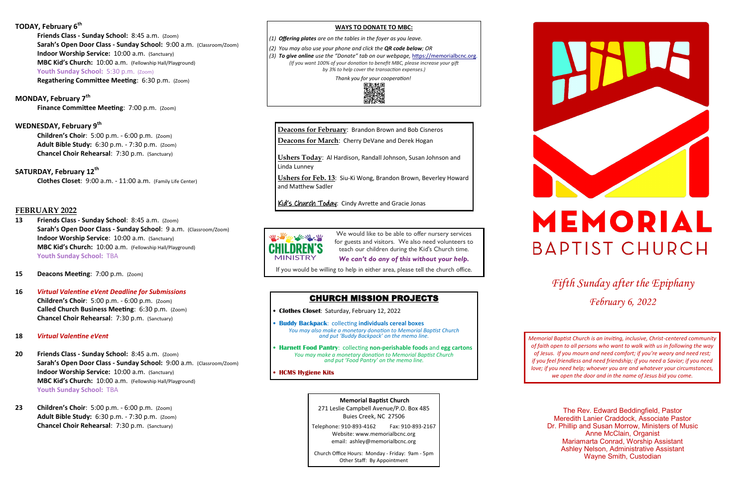## TODAY, February 6th

**Friends Class - Sunday School:** 8:45 a.m. (Zoom)
**Sarah's Open Door Class - Sunday School:** 9:00 a.m. (Classroom/Zoom)
**Indoor Worship Service:** 10:00 a.m. (Sanctuary)
**MBC Kid's Church:** 10:00 a.m. (Fellowship Hall/Playground)
**Youth Sunday School:** 5:30 p.m. (Zoom)
**Regathering Committee Meeting**: 6:30 p.m. (Zoom)

## MONDAY, February 7th

**Finance Committee Meeting**: 7:00 p.m. (Zoom)

## WEDNESDAY, February 9th

**Children's Choir**: 5:00 p.m. - 6:00 p.m. (Zoom)
**Adult Bible Study:** 6:30 p.m. - 7:30 p.m. (Zoom)
**Chancel Choir Rehearsal**: 7:30 p.m. (Sanctuary)

## SATURDAY, February 12th

**Clothes Closet**: 9:00 a.m. - 11:00 a.m. (Family Life Center)

## FEBRUARY 2022

**13** **Friends Class - Sunday School**: 8:45 a.m. (Zoom)
**Sarah's Open Door Class - Sunday School**: 9 a.m. (Classroom/Zoom)
**Indoor Worship Service**: 10:00 a.m. (Sanctuary)
**MBC Kid's Church:** 10:00 a.m. (Fellowship Hall/Playground)
**Youth Sunday School:** TBA

**15** **Deacons Meeting**: 7:00 p.m. (Zoom)

**16** ***Virtual Valentine eVent Deadline for Submissions***
**Children's Choir**: 5:00 p.m. - 6:00 p.m. (Zoom)
**Called Church Business Meeting**: 6:30 p.m. (Zoom)
**Chancel Choir Rehearsal**: 7:30 p.m. (Sanctuary)

**18** ***Virtual Valentine eVent***

**20** **Friends Class - Sunday School:** 8:45 a.m. (Zoom)
**Sarah's Open Door Class - Sunday School:** 9:00 a.m. (Classroom/Zoom)
**Indoor Worship Service:** 10:00 a.m. (Sanctuary)
**MBC Kid's Church:** 10:00 a.m. (Fellowship Hall/Playground)
**Youth Sunday School:** TBA

**23** **Children's Choir**: 5:00 p.m. - 6:00 p.m. (Zoom)
**Adult Bible Study:** 6:30 p.m. - 7:30 p.m. (Zoom)
**Chancel Choir Rehearsal**: 7:30 p.m. (Sanctuary)

---

### WAYS TO DONATE TO MBC:

*(1) **Offering plates** are on the tables in the foyer as you leave.*

*(2) You may also use your phone and click the **QR code below**; OR*

*(3) **To give online** use the "Donate" tab on our webpage,* https://memorialbcnc.org.
*(If you want 100% of your donation to benefit MBC, please increase your gift by 3% to help cover the transaction expenses.)*

*Thank you for your cooperation!*

---

**Deacons for February**: Brandon Brown and Bob Cisneros

**Deacons for March**: Cherry DeVane and Derek Hogan

**Ushers Today**: Al Hardison, Randall Johnson, Susan Johnson and Linda Lunney

**Ushers for Feb. 13**: Siu-Ki Wong, Brandon Brown, Beverley Howard and Matthew Sadler

**Kid's Church Today**: Cindy Avrette and Gracie Jonas

---

CHILDREN'S MINISTRY

We would like to be able to offer nursery services for guests and visitors. We also need volunteers to teach our children during the Kid's Church time.

***We can't do any of this without your help.***

If you would be willing to help in either area, please tell the church office.

---

## CHURCH MISSION PROJECTS

- **Clothes Closet**: Saturday, February 12, 2022
- **Buddy Backpack**: collecting **individuals cereal boxes**
  *You may also make a monetary donation to Memorial Baptist Church and put 'Buddy Backpack' on the memo line.*
- **Harnett Food Pantry**: collecting **non-perishable foods** and **egg cartons**
  *You may make a monetary donation to Memorial Baptist Church and put 'Food Pantry' on the memo line.*
- **HCMS Hygiene Kits**

---

**Memorial Baptist Church**
271 Leslie Campbell Avenue/P.O. Box 485
Buies Creek, NC 27506

Telephone: 910-893-4162 Fax: 910-893-2167
Website: www.memorialbcnc.org
email: ashley@memorialbcnc.org

Church Office Hours: Monday - Friday: 9am - 5pm
Other Staff: By Appointment

---

# MEMORIAL BAPTIST CHURCH

*Fifth Sunday after the Epiphany*

*February 6, 2022*

*Memorial Baptist Church is an inviting, inclusive, Christ-centered community of faith open to all persons who want to walk with us in following the way of Jesus. If you mourn and need comfort; if you're weary and need rest; if you feel friendless and need friendship; if you need a Savior; if you need love; if you need help; whoever you are and whatever your circumstances, we open the door and in the name of Jesus bid you come.*

The Rev. Edward Beddingfield, Pastor
Meredith Lanier Craddock, Associate Pastor
Dr. Phillip and Susan Morrow, Ministers of Music
Anne McClain, Organist
Mariamarta Conrad, Worship Assistant
Ashley Nelson, Administrative Assistant
Wayne Smith, Custodian